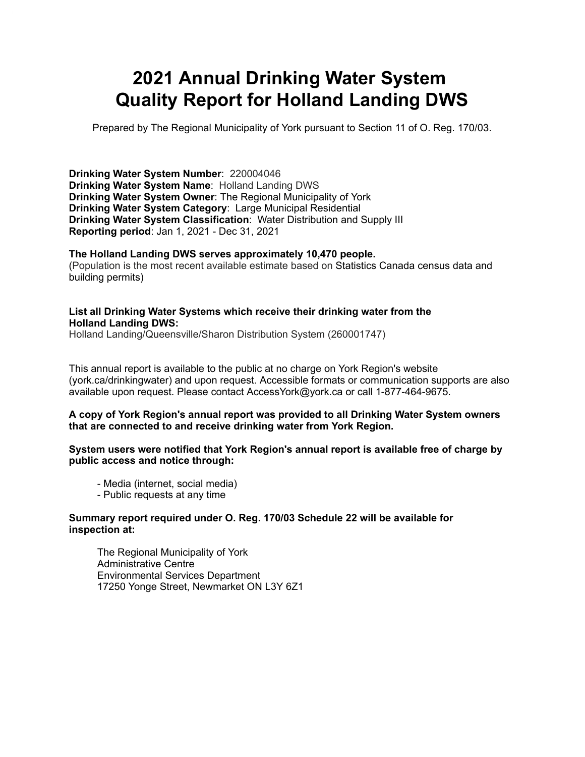# 2021 Annual Drinking Water System Quality Report for Holland Landing DWS

Prepared by The Regional Municipality of York pursuant to Section 11 of O. Reg. 170/03.

**Drinking Water System Number**: 220004046
**Drinking Water System Name**: Holland Landing DWS
**Drinking Water System Owner**: The Regional Municipality of York
**Drinking Water System Category**: Large Municipal Residential
**Drinking Water System Classification**: Water Distribution and Supply III
**Reporting period**: Jan 1, 2021 - Dec 31, 2021

**The Holland Landing DWS serves approximately 10,470 people.**
(Population is the most recent available estimate based on Statistics Canada census data and building permits)

**List all Drinking Water Systems which receive their drinking water from the Holland Landing DWS:**
Holland Landing/Queensville/Sharon Distribution System (260001747)

This annual report is available to the public at no charge on York Region's website (york.ca/drinkingwater) and upon request. Accessible formats or communication supports are also available upon request. Please contact AccessYork@york.ca or call 1-877-464-9675.

**A copy of York Region's annual report was provided to all Drinking Water System owners that are connected to and receive drinking water from York Region.**

**System users were notified that York Region's annual report is available free of charge by public access and notice through:**

- Media (internet, social media)
- Public requests at any time

**Summary report required under O. Reg. 170/03 Schedule 22 will be available for inspection at:**

The Regional Municipality of York
Administrative Centre
Environmental Services Department
17250 Yonge Street, Newmarket ON L3Y 6Z1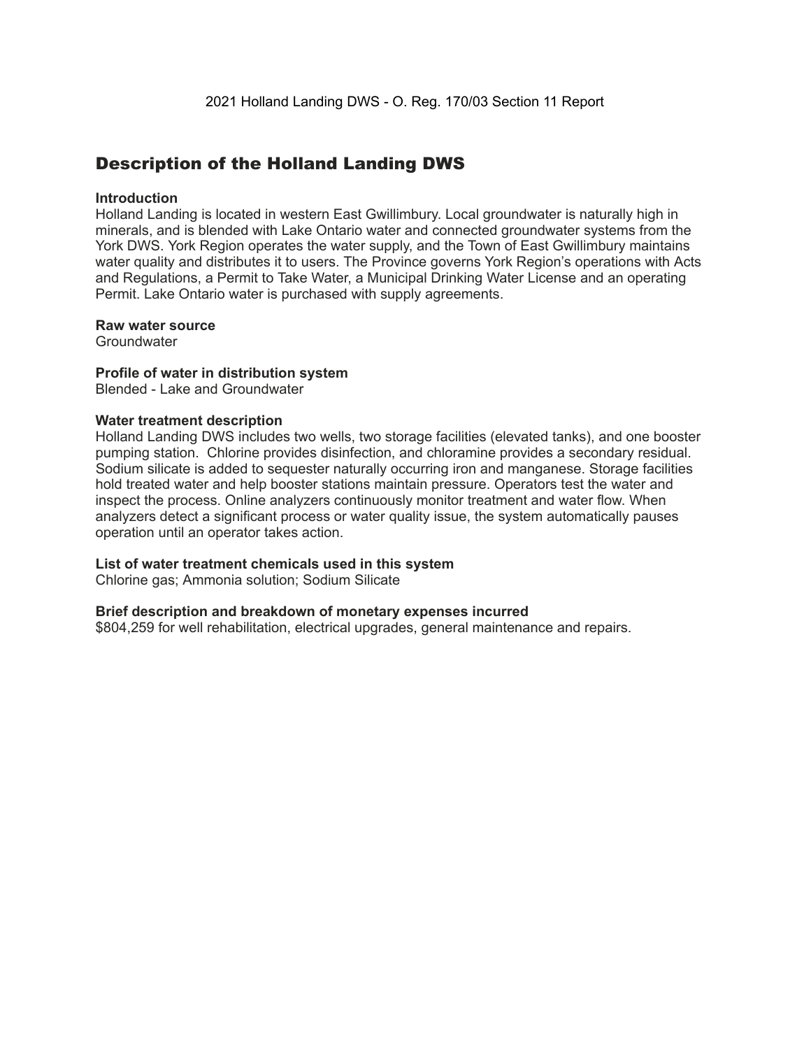2021 Holland Landing DWS - O. Reg. 170/03 Section 11 Report

## Description of the Holland Landing DWS

**Introduction**
Holland Landing is located in western East Gwillimbury. Local groundwater is naturally high in minerals, and is blended with Lake Ontario water and connected groundwater systems from the York DWS. York Region operates the water supply, and the Town of East Gwillimbury maintains water quality and distributes it to users. The Province governs York Region's operations with Acts and Regulations, a Permit to Take Water, a Municipal Drinking Water License and an operating Permit. Lake Ontario water is purchased with supply agreements.

**Raw water source**
Groundwater

**Profile of water in distribution system**
Blended - Lake and Groundwater

**Water treatment description**
Holland Landing DWS includes two wells, two storage facilities (elevated tanks), and one booster pumping station. Chlorine provides disinfection, and chloramine provides a secondary residual. Sodium silicate is added to sequester naturally occurring iron and manganese. Storage facilities hold treated water and help booster stations maintain pressure. Operators test the water and inspect the process. Online analyzers continuously monitor treatment and water flow. When analyzers detect a significant process or water quality issue, the system automatically pauses operation until an operator takes action.

**List of water treatment chemicals used in this system**
Chlorine gas; Ammonia solution; Sodium Silicate

**Brief description and breakdown of monetary expenses incurred**
$804,259 for well rehabilitation, electrical upgrades, general maintenance and repairs.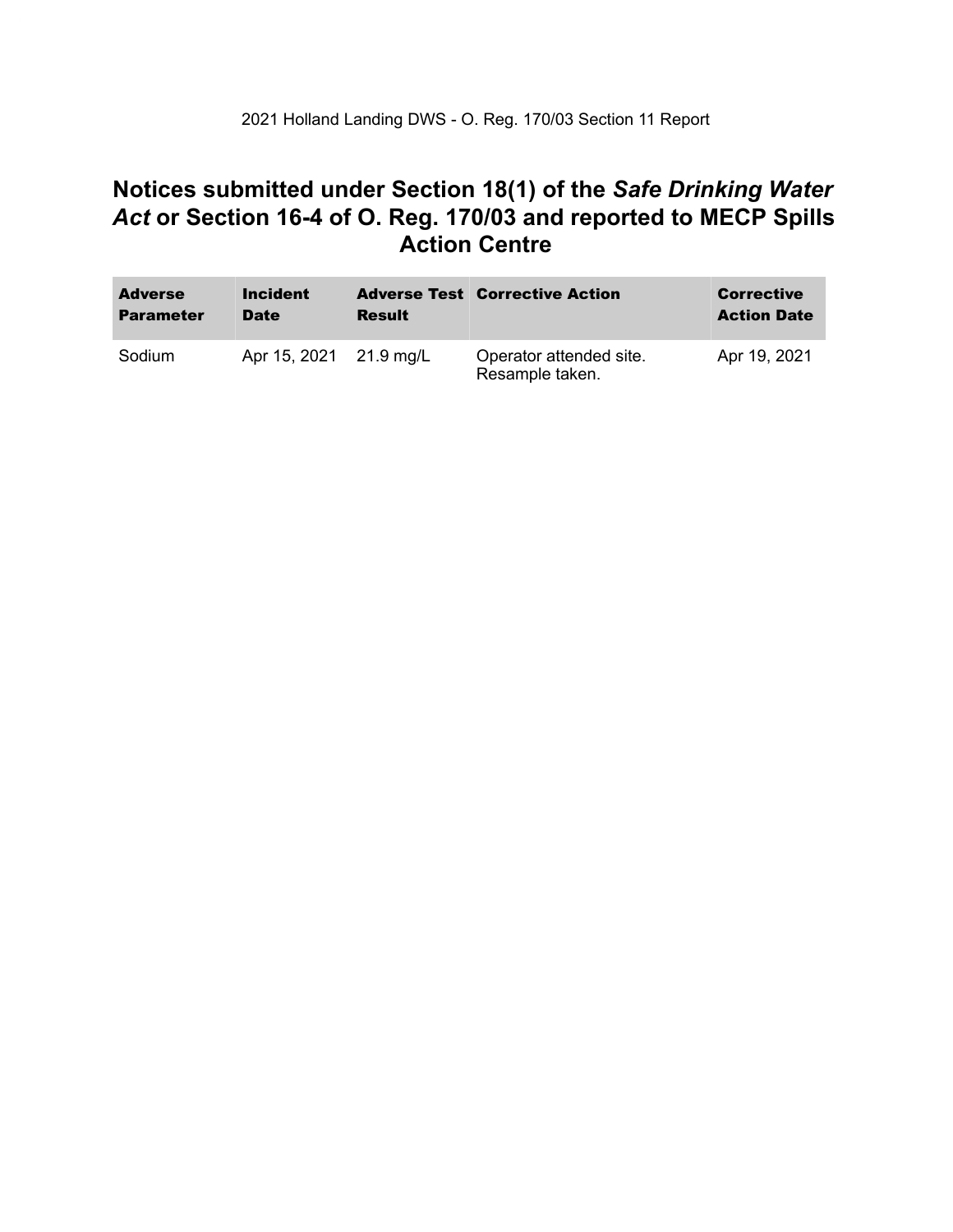# Notices submitted under Section 18(1) of the *Safe Drinking Water Act* or Section 16-4 of O. Reg. 170/03 and reported to MECP Spills Action Centre

| Adverse Parameter | Incident Date | Adverse Test Result | Corrective Action | Corrective Action Date |
|---|---|---|---|---|
| Sodium | Apr 15, 2021 | 21.9 mg/L | Operator attended site. Resample taken. | Apr 19, 2021 |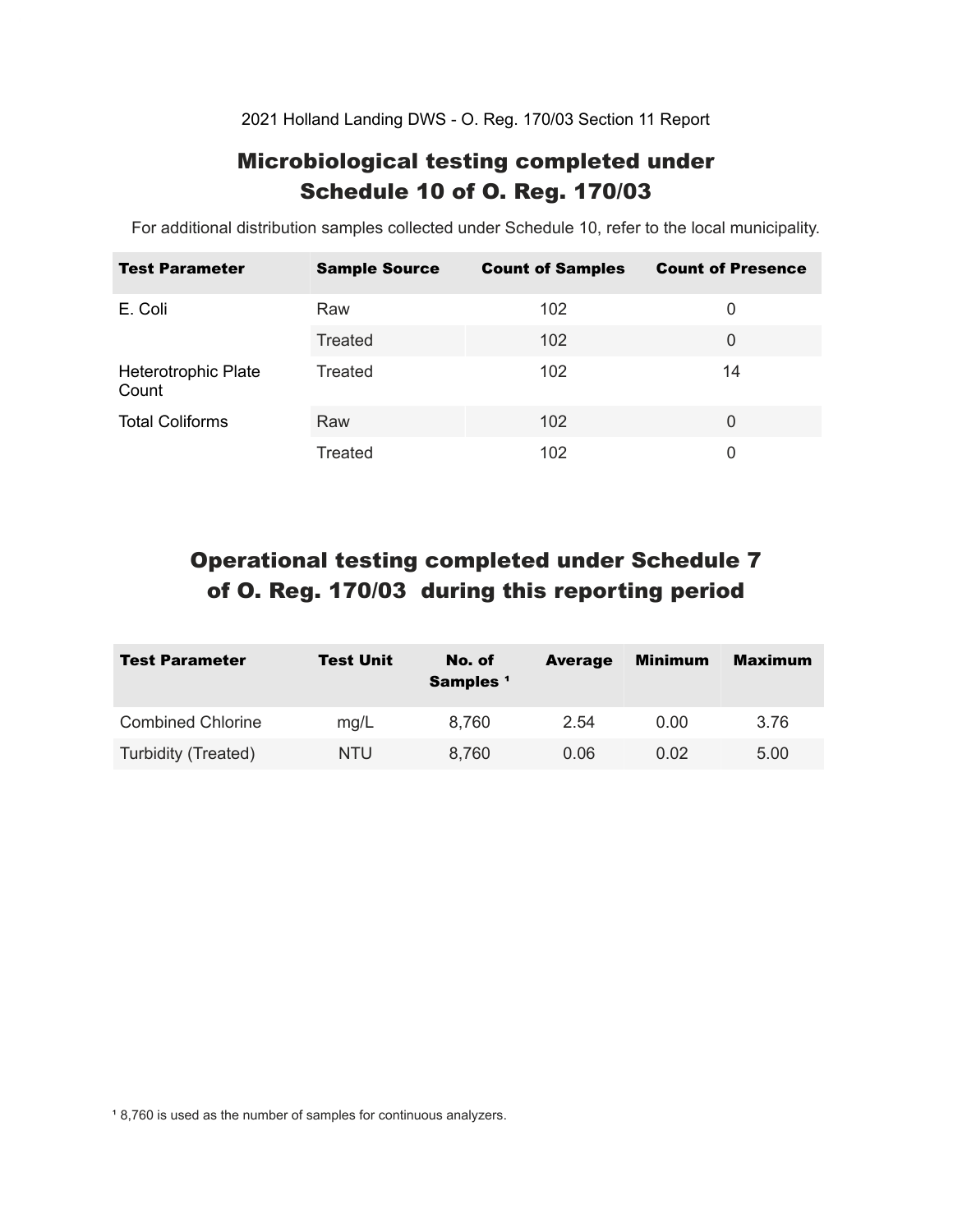2021 Holland Landing DWS - O. Reg. 170/03 Section 11 Report

## Microbiological testing completed under Schedule 10 of O. Reg. 170/03

For additional distribution samples collected under Schedule 10, refer to the local municipality.

| Test Parameter | Sample Source | Count of Samples | Count of Presence |
|---|---|---|---|
| E. Coli | Raw | 102 | 0 |
| | Treated | 102 | 0 |
| Heterotrophic Plate Count | Treated | 102 | 14 |
| Total Coliforms | Raw | 102 | 0 |
| | Treated | 102 | 0 |

## Operational testing completed under Schedule 7 of O. Reg. 170/03 during this reporting period

| Test Parameter | Test Unit | No. of Samples [1] | Average | Minimum | Maximum |
|---|---|---|---|---|---|
| Combined Chlorine | mg/L | 8,760 | 2.54 | 0.00 | 3.76 |
| Turbidity (Treated) | NTU | 8,760 | 0.06 | 0.02 | 5.00 |

[1] 8,760 is used as the number of samples for continuous analyzers.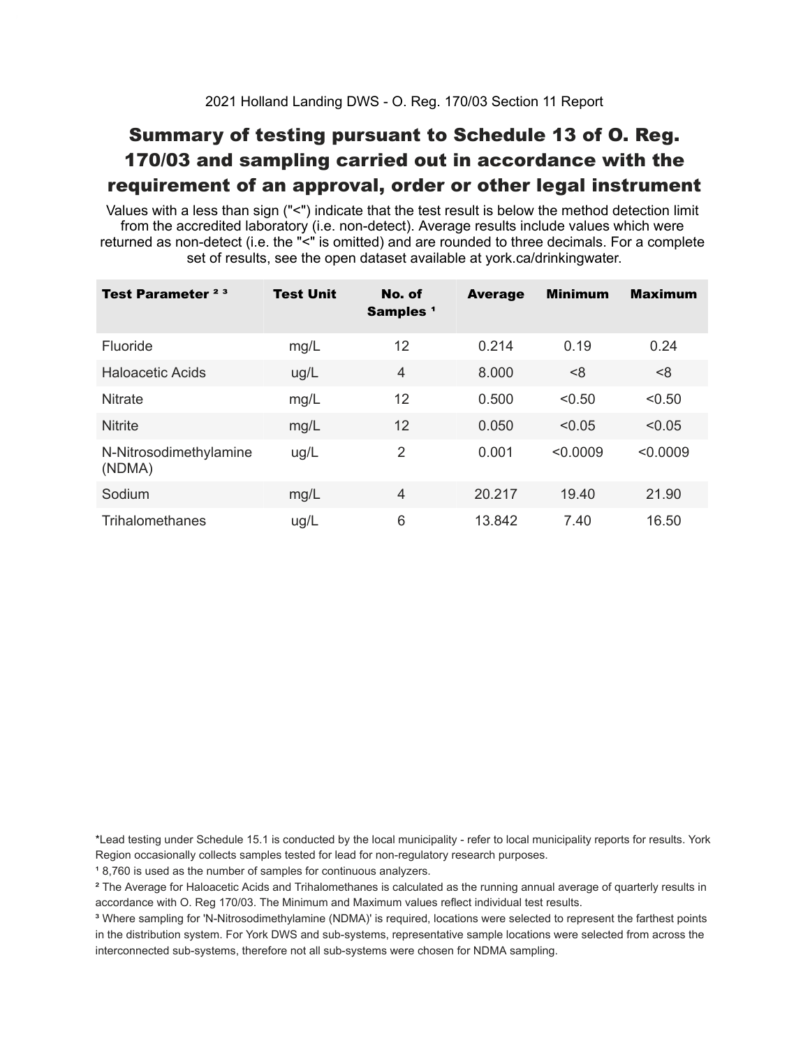2021 Holland Landing DWS - O. Reg. 170/03 Section 11 Report

# Summary of testing pursuant to Schedule 13 of O. Reg. 170/03 and sampling carried out in accordance with the requirement of an approval, order or other legal instrument

Values with a less than sign ("<") indicate that the test result is below the method detection limit from the accredited laboratory (i.e. non-detect). Average results include values which were returned as non-detect (i.e. the "<" is omitted) and are rounded to three decimals. For a complete set of results, see the open dataset available at york.ca/drinkingwater.

| Test Parameter [2] [3] | Test Unit | No. of Samples [1] | Average | Minimum | Maximum |
|---|---|---|---|---|---|
| Fluoride | mg/L | 12 | 0.214 | 0.19 | 0.24 |
| Haloacetic Acids | ug/L | 4 | 8.000 | <8 | <8 |
| Nitrate | mg/L | 12 | 0.500 | <0.50 | <0.50 |
| Nitrite | mg/L | 12 | 0.050 | <0.05 | <0.05 |
| N-Nitrosodimethylamine (NDMA) | ug/L | 2 | 0.001 | <0.0009 | <0.0009 |
| Sodium | mg/L | 4 | 20.217 | 19.40 | 21.90 |
| Trihalomethanes | ug/L | 6 | 13.842 | 7.40 | 16.50 |

*Lead testing under Schedule 15.1 is conducted by the local municipality - refer to local municipality reports for results. York Region occasionally collects samples tested for lead for non-regulatory research purposes.

[1] 8,760 is used as the number of samples for continuous analyzers.

[2] The Average for Haloacetic Acids and Trihalomethanes is calculated as the running annual average of quarterly results in accordance with O. Reg 170/03. The Minimum and Maximum values reflect individual test results.

[3] Where sampling for 'N-Nitrosodimethylamine (NDMA)' is required, locations were selected to represent the farthest points in the distribution system. For York DWS and sub-systems, representative sample locations were selected from across the interconnected sub-systems, therefore not all sub-systems were chosen for NDMA sampling.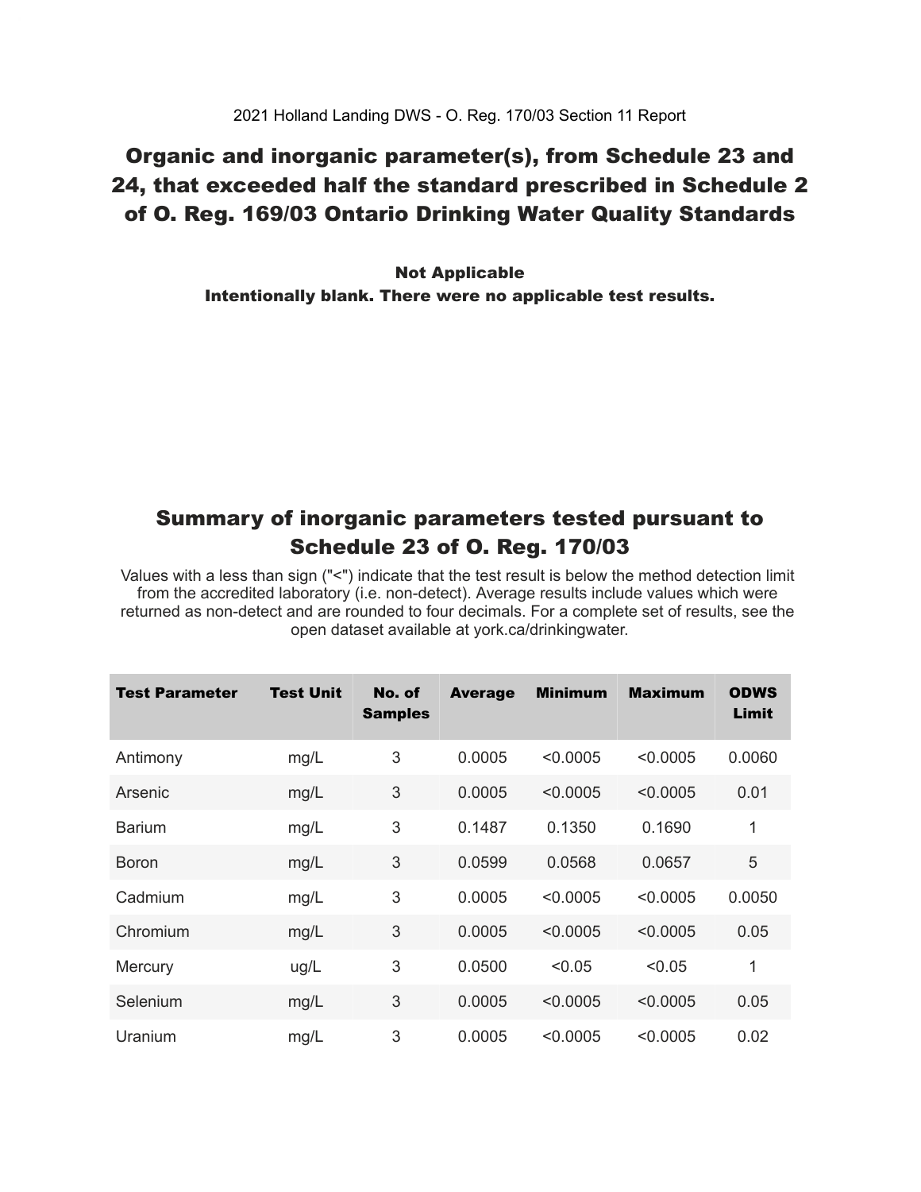2021 Holland Landing DWS - O. Reg. 170/03 Section 11 Report

# Organic and inorganic parameter(s), from Schedule 23 and 24, that exceeded half the standard prescribed in Schedule 2 of O. Reg. 169/03 Ontario Drinking Water Quality Standards

**Not Applicable**
**Intentionally blank. There were no applicable test results.**

# Summary of inorganic parameters tested pursuant to Schedule 23 of O. Reg. 170/03

Values with a less than sign ("<") indicate that the test result is below the method detection limit from the accredited laboratory (i.e. non-detect). Average results include values which were returned as non-detect and are rounded to four decimals. For a complete set of results, see the open dataset available at york.ca/drinkingwater.

| Test Parameter | Test Unit | No. of Samples | Average | Minimum | Maximum | ODWS Limit |
|---|---|---|---|---|---|---|
| Antimony | mg/L | 3 | 0.0005 | <0.0005 | <0.0005 | 0.0060 |
| Arsenic | mg/L | 3 | 0.0005 | <0.0005 | <0.0005 | 0.01 |
| Barium | mg/L | 3 | 0.1487 | 0.1350 | 0.1690 | 1 |
| Boron | mg/L | 3 | 0.0599 | 0.0568 | 0.0657 | 5 |
| Cadmium | mg/L | 3 | 0.0005 | <0.0005 | <0.0005 | 0.0050 |
| Chromium | mg/L | 3 | 0.0005 | <0.0005 | <0.0005 | 0.05 |
| Mercury | ug/L | 3 | 0.0500 | <0.05 | <0.05 | 1 |
| Selenium | mg/L | 3 | 0.0005 | <0.0005 | <0.0005 | 0.05 |
| Uranium | mg/L | 3 | 0.0005 | <0.0005 | <0.0005 | 0.02 |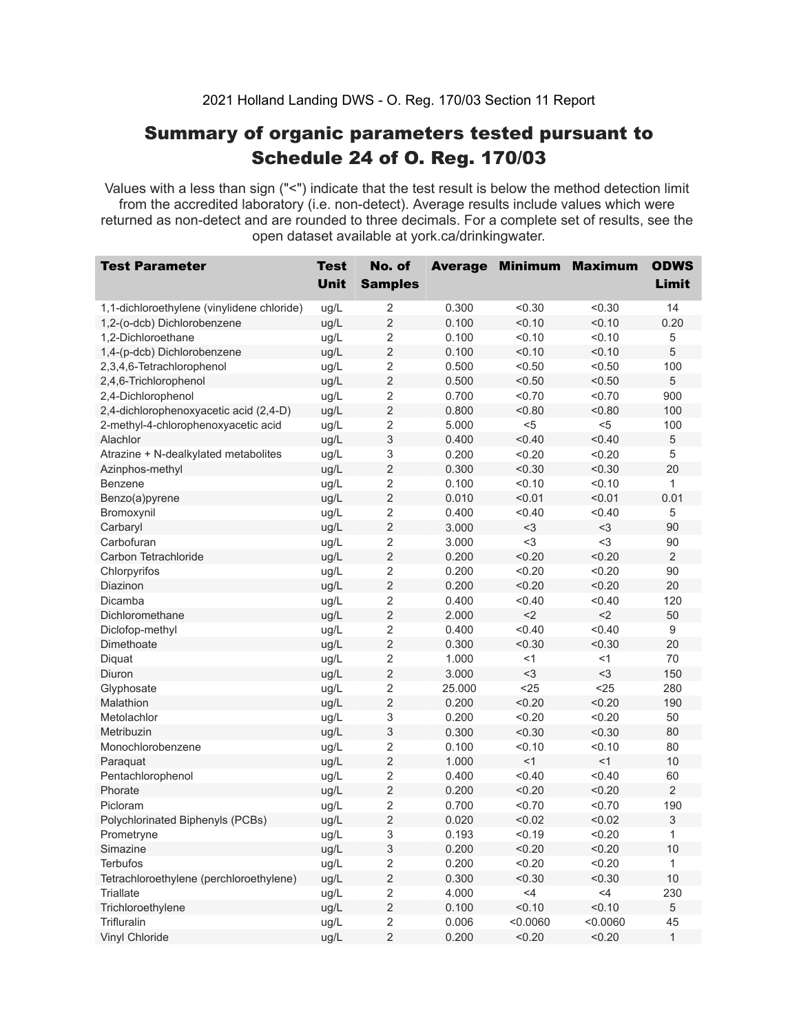2021 Holland Landing DWS - O. Reg. 170/03 Section 11 Report

# Summary of organic parameters tested pursuant to Schedule 24 of O. Reg. 170/03

Values with a less than sign ("<") indicate that the test result is below the method detection limit from the accredited laboratory (i.e. non-detect). Average results include values which were returned as non-detect and are rounded to three decimals. For a complete set of results, see the open dataset available at york.ca/drinkingwater.

| Test Parameter | Test Unit | No. of Samples | Average | Minimum | Maximum | ODWS Limit |
|---|---|---|---|---|---|---|
| 1,1-dichloroethylene (vinylidene chloride) | ug/L | 2 | 0.300 | <0.30 | <0.30 | 14 |
| 1,2-(o-dcb) Dichlorobenzene | ug/L | 2 | 0.100 | <0.10 | <0.10 | 0.20 |
| 1,2-Dichloroethane | ug/L | 2 | 0.100 | <0.10 | <0.10 | 5 |
| 1,4-(p-dcb) Dichlorobenzene | ug/L | 2 | 0.100 | <0.10 | <0.10 | 5 |
| 2,3,4,6-Tetrachlorophenol | ug/L | 2 | 0.500 | <0.50 | <0.50 | 100 |
| 2,4,6-Trichlorophenol | ug/L | 2 | 0.500 | <0.50 | <0.50 | 5 |
| 2,4-Dichlorophenol | ug/L | 2 | 0.700 | <0.70 | <0.70 | 900 |
| 2,4-dichlorophenoxyacetic acid (2,4-D) | ug/L | 2 | 0.800 | <0.80 | <0.80 | 100 |
| 2-methyl-4-chlorophenoxyacetic acid | ug/L | 2 | 5.000 | <5 | <5 | 100 |
| Alachlor | ug/L | 3 | 0.400 | <0.40 | <0.40 | 5 |
| Atrazine + N-dealkylated metabolites | ug/L | 3 | 0.200 | <0.20 | <0.20 | 5 |
| Azinphos-methyl | ug/L | 2 | 0.300 | <0.30 | <0.30 | 20 |
| Benzene | ug/L | 2 | 0.100 | <0.10 | <0.10 | 1 |
| Benzo(a)pyrene | ug/L | 2 | 0.010 | <0.01 | <0.01 | 0.01 |
| Bromoxynil | ug/L | 2 | 0.400 | <0.40 | <0.40 | 5 |
| Carbaryl | ug/L | 2 | 3.000 | <3 | <3 | 90 |
| Carbofuran | ug/L | 2 | 3.000 | <3 | <3 | 90 |
| Carbon Tetrachloride | ug/L | 2 | 0.200 | <0.20 | <0.20 | 2 |
| Chlorpyrifos | ug/L | 2 | 0.200 | <0.20 | <0.20 | 90 |
| Diazinon | ug/L | 2 | 0.200 | <0.20 | <0.20 | 20 |
| Dicamba | ug/L | 2 | 0.400 | <0.40 | <0.40 | 120 |
| Dichloromethane | ug/L | 2 | 2.000 | <2 | <2 | 50 |
| Diclofop-methyl | ug/L | 2 | 0.400 | <0.40 | <0.40 | 9 |
| Dimethoate | ug/L | 2 | 0.300 | <0.30 | <0.30 | 20 |
| Diquat | ug/L | 2 | 1.000 | <1 | <1 | 70 |
| Diuron | ug/L | 2 | 3.000 | <3 | <3 | 150 |
| Glyphosate | ug/L | 2 | 25.000 | <25 | <25 | 280 |
| Malathion | ug/L | 2 | 0.200 | <0.20 | <0.20 | 190 |
| Metolachlor | ug/L | 3 | 0.200 | <0.20 | <0.20 | 50 |
| Metribuzin | ug/L | 3 | 0.300 | <0.30 | <0.30 | 80 |
| Monochlorobenzene | ug/L | 2 | 0.100 | <0.10 | <0.10 | 80 |
| Paraquat | ug/L | 2 | 1.000 | <1 | <1 | 10 |
| Pentachlorophenol | ug/L | 2 | 0.400 | <0.40 | <0.40 | 60 |
| Phorate | ug/L | 2 | 0.200 | <0.20 | <0.20 | 2 |
| Picloram | ug/L | 2 | 0.700 | <0.70 | <0.70 | 190 |
| Polychlorinated Biphenyls (PCBs) | ug/L | 2 | 0.020 | <0.02 | <0.02 | 3 |
| Prometryne | ug/L | 3 | 0.193 | <0.19 | <0.20 | 1 |
| Simazine | ug/L | 3 | 0.200 | <0.20 | <0.20 | 10 |
| Terbufos | ug/L | 2 | 0.200 | <0.20 | <0.20 | 1 |
| Tetrachloroethylene (perchloroethylene) | ug/L | 2 | 0.300 | <0.30 | <0.30 | 10 |
| Triallate | ug/L | 2 | 4.000 | <4 | <4 | 230 |
| Trichloroethylene | ug/L | 2 | 0.100 | <0.10 | <0.10 | 5 |
| Trifluralin | ug/L | 2 | 0.006 | <0.0060 | <0.0060 | 45 |
| Vinyl Chloride | ug/L | 2 | 0.200 | <0.20 | <0.20 | 1 |